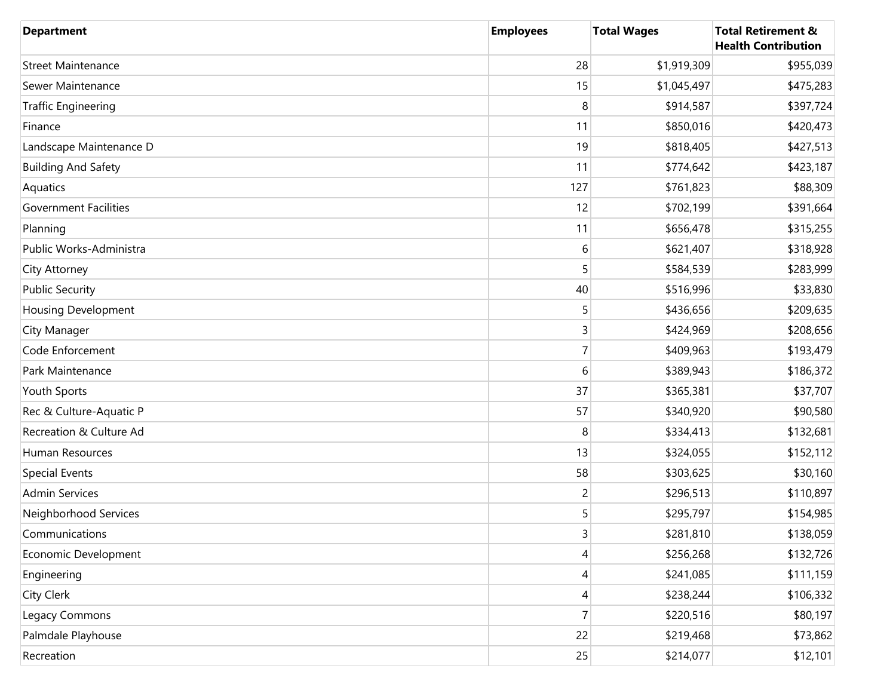| Department | Employees | Total Wages | Total Retirement & Health Contribution |
|---|---|---|---|
| Street Maintenance | 28 | $1,919,309 | $955,039 |
| Sewer Maintenance | 15 | $1,045,497 | $475,283 |
| Traffic Engineering | 8 | $914,587 | $397,724 |
| Finance | 11 | $850,016 | $420,473 |
| Landscape Maintenance D | 19 | $818,405 | $427,513 |
| Building And Safety | 11 | $774,642 | $423,187 |
| Aquatics | 127 | $761,823 | $88,309 |
| Government Facilities | 12 | $702,199 | $391,664 |
| Planning | 11 | $656,478 | $315,255 |
| Public Works-Administra | 6 | $621,407 | $318,928 |
| City Attorney | 5 | $584,539 | $283,999 |
| Public Security | 40 | $516,996 | $33,830 |
| Housing Development | 5 | $436,656 | $209,635 |
| City Manager | 3 | $424,969 | $208,656 |
| Code Enforcement | 7 | $409,963 | $193,479 |
| Park Maintenance | 6 | $389,943 | $186,372 |
| Youth Sports | 37 | $365,381 | $37,707 |
| Rec & Culture-Aquatic P | 57 | $340,920 | $90,580 |
| Recreation & Culture Ad | 8 | $334,413 | $132,681 |
| Human Resources | 13 | $324,055 | $152,112 |
| Special Events | 58 | $303,625 | $30,160 |
| Admin Services | 2 | $296,513 | $110,897 |
| Neighborhood Services | 5 | $295,797 | $154,985 |
| Communications | 3 | $281,810 | $138,059 |
| Economic Development | 4 | $256,268 | $132,726 |
| Engineering | 4 | $241,085 | $111,159 |
| City Clerk | 4 | $238,244 | $106,332 |
| Legacy Commons | 7 | $220,516 | $80,197 |
| Palmdale Playhouse | 22 | $219,468 | $73,862 |
| Recreation | 25 | $214,077 | $12,101 |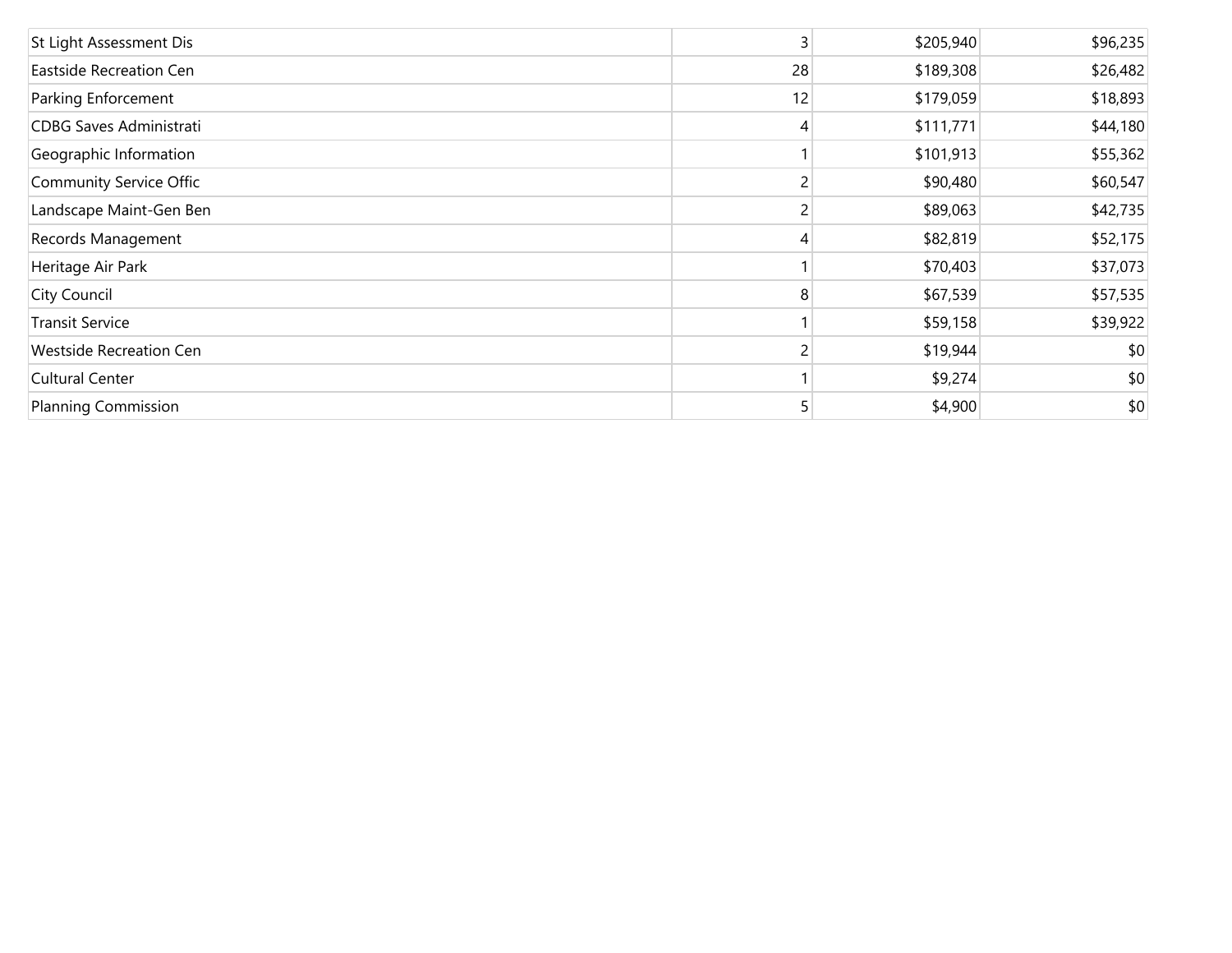| | | | |
|---|---|---|---|
| St Light Assessment Dis | 3 | $205,940 | $96,235 |
| Eastside Recreation Cen | 28 | $189,308 | $26,482 |
| Parking Enforcement | 12 | $179,059 | $18,893 |
| CDBG Saves Administrati | 4 | $111,771 | $44,180 |
| Geographic Information | 1 | $101,913 | $55,362 |
| Community Service Offic | 2 | $90,480 | $60,547 |
| Landscape Maint-Gen Ben | 2 | $89,063 | $42,735 |
| Records Management | 4 | $82,819 | $52,175 |
| Heritage Air Park | 1 | $70,403 | $37,073 |
| City Council | 8 | $67,539 | $57,535 |
| Transit Service | 1 | $59,158 | $39,922 |
| Westside Recreation Cen | 2 | $19,944 | $0 |
| Cultural Center | 1 | $9,274 | $0 |
| Planning Commission | 5 | $4,900 | $0 |